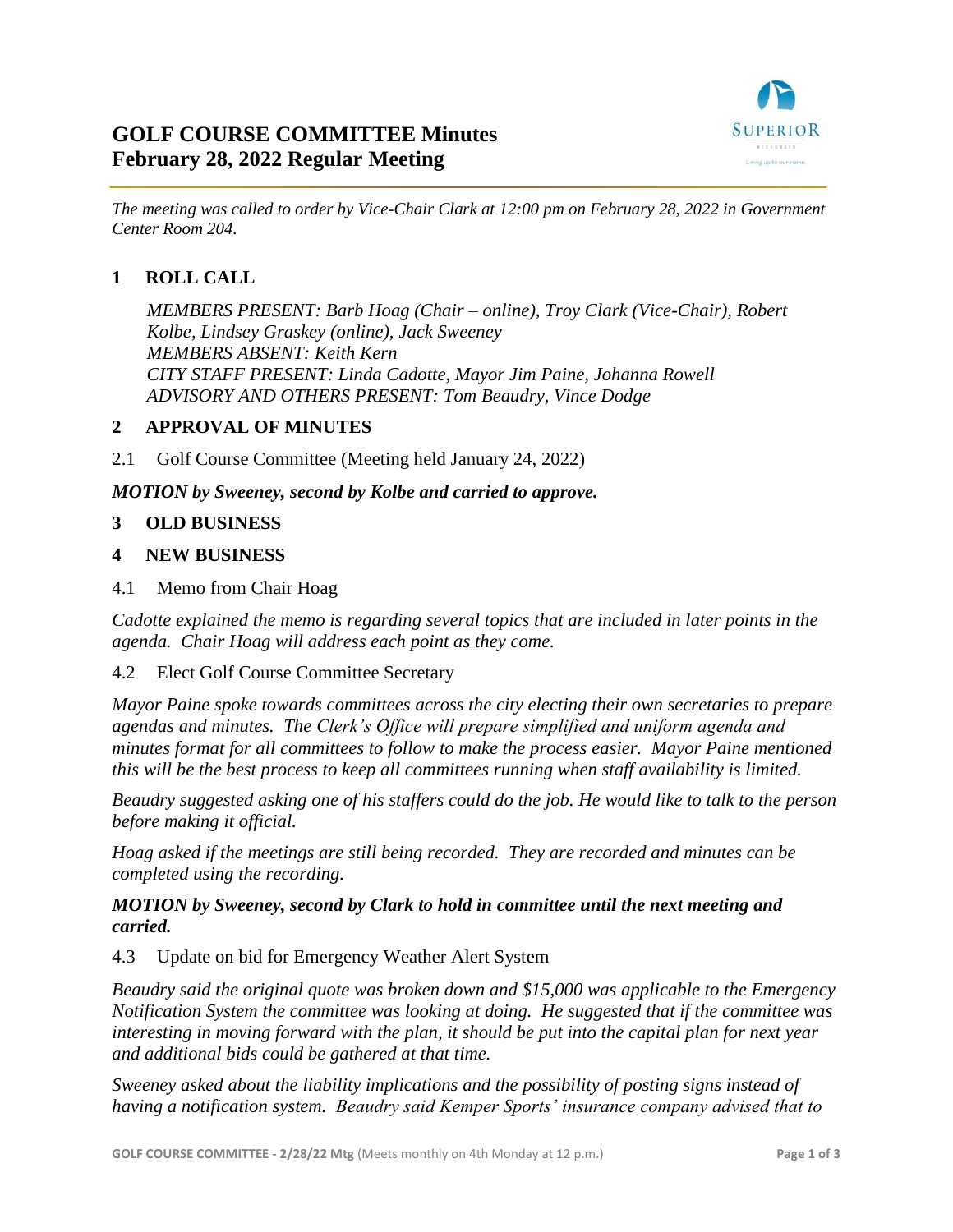# GOLF COURSE COMMITTEE Minutes
# February 28, 2022 Regular Meeting

*The meeting was called to order by Vice-Chair Clark at 12:00 pm on February 28, 2022 in Government Center Room 204.*

## 1 ROLL CALL

*MEMBERS PRESENT: Barb Hoag (Chair – online), Troy Clark (Vice-Chair), Robert Kolbe, Lindsey Graskey (online), Jack Sweeney*
*MEMBERS ABSENT: Keith Kern*
*CITY STAFF PRESENT: Linda Cadotte, Mayor Jim Paine, Johanna Rowell*
*ADVISORY AND OTHERS PRESENT: Tom Beaudry, Vince Dodge*

## 2 APPROVAL OF MINUTES

2.1 Golf Course Committee (Meeting held January 24, 2022)

***MOTION by Sweeney, second by Kolbe and carried to approve.***

## 3 OLD BUSINESS

## 4 NEW BUSINESS

4.1 Memo from Chair Hoag

*Cadotte explained the memo is regarding several topics that are included in later points in the agenda. Chair Hoag will address each point as they come.*

4.2 Elect Golf Course Committee Secretary

*Mayor Paine spoke towards committees across the city electing their own secretaries to prepare agendas and minutes. The Clerk's Office will prepare simplified and uniform agenda and minutes format for all committees to follow to make the process easier. Mayor Paine mentioned this will be the best process to keep all committees running when staff availability is limited.*

*Beaudry suggested asking one of his staffers could do the job. He would like to talk to the person before making it official.*

*Hoag asked if the meetings are still being recorded. They are recorded and minutes can be completed using the recording.*

***MOTION by Sweeney, second by Clark to hold in committee until the next meeting and carried.***

4.3 Update on bid for Emergency Weather Alert System

*Beaudry said the original quote was broken down and $15,000 was applicable to the Emergency Notification System the committee was looking at doing. He suggested that if the committee was interesting in moving forward with the plan, it should be put into the capital plan for next year and additional bids could be gathered at that time.*

*Sweeney asked about the liability implications and the possibility of posting signs instead of having a notification system. Beaudry said Kemper Sports' insurance company advised that to*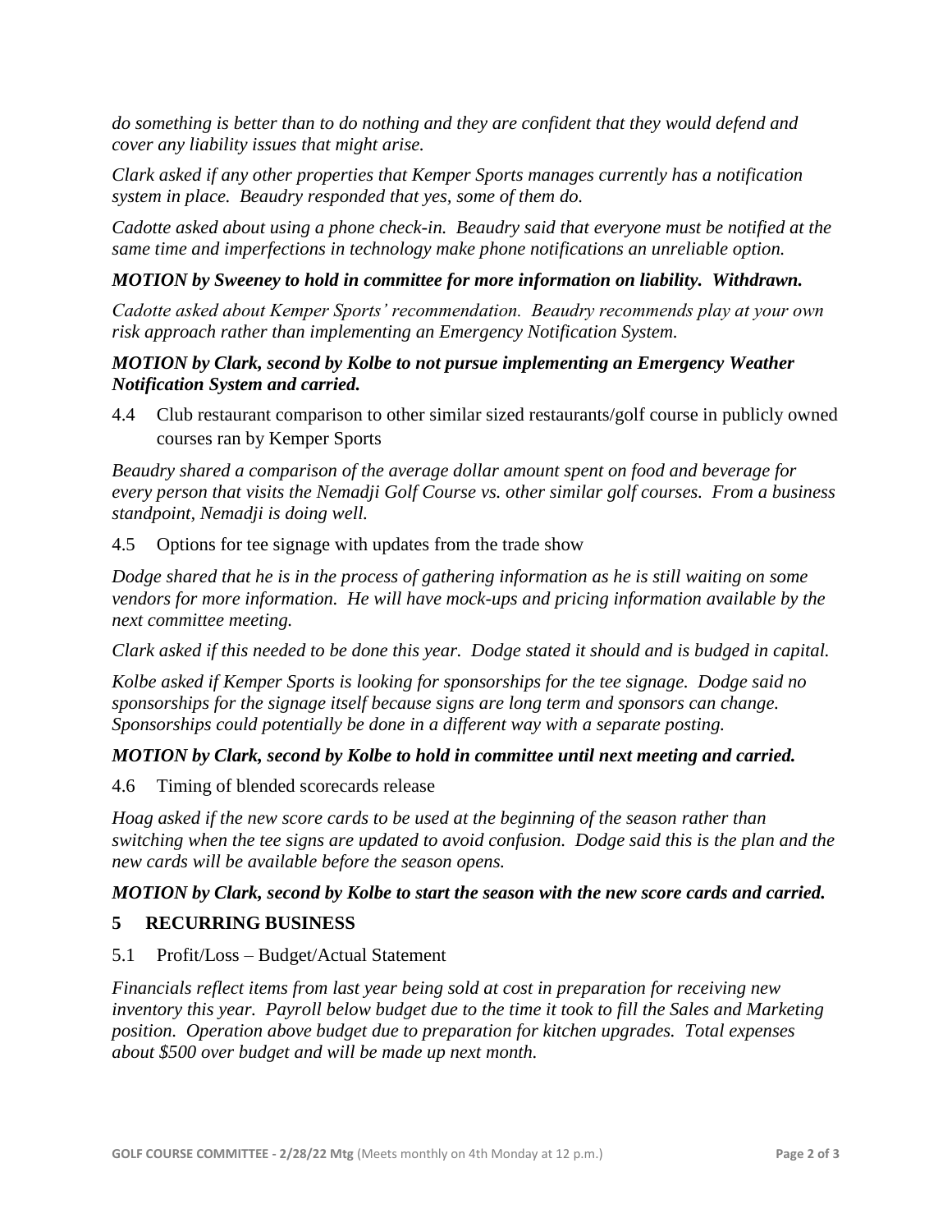*do something is better than to do nothing and they are confident that they would defend and cover any liability issues that might arise.*

*Clark asked if any other properties that Kemper Sports manages currently has a notification system in place. Beaudry responded that yes, some of them do.*

*Cadotte asked about using a phone check-in. Beaudry said that everyone must be notified at the same time and imperfections in technology make phone notifications an unreliable option.*

***MOTION by Sweeney to hold in committee for more information on liability. Withdrawn.***

*Cadotte asked about Kemper Sports' recommendation. Beaudry recommends play at your own risk approach rather than implementing an Emergency Notification System.*

***MOTION by Clark, second by Kolbe to not pursue implementing an Emergency Weather Notification System and carried.***

4.4 Club restaurant comparison to other similar sized restaurants/golf course in publicly owned courses ran by Kemper Sports

*Beaudry shared a comparison of the average dollar amount spent on food and beverage for every person that visits the Nemadji Golf Course vs. other similar golf courses. From a business standpoint, Nemadji is doing well.*

4.5 Options for tee signage with updates from the trade show

*Dodge shared that he is in the process of gathering information as he is still waiting on some vendors for more information. He will have mock-ups and pricing information available by the next committee meeting.*

*Clark asked if this needed to be done this year. Dodge stated it should and is budged in capital.*

*Kolbe asked if Kemper Sports is looking for sponsorships for the tee signage. Dodge said no sponsorships for the signage itself because signs are long term and sponsors can change. Sponsorships could potentially be done in a different way with a separate posting.*

***MOTION by Clark, second by Kolbe to hold in committee until next meeting and carried.***

4.6 Timing of blended scorecards release

*Hoag asked if the new score cards to be used at the beginning of the season rather than switching when the tee signs are updated to avoid confusion. Dodge said this is the plan and the new cards will be available before the season opens.*

***MOTION by Clark, second by Kolbe to start the season with the new score cards and carried.***

## 5 RECURRING BUSINESS

5.1 Profit/Loss – Budget/Actual Statement

*Financials reflect items from last year being sold at cost in preparation for receiving new inventory this year. Payroll below budget due to the time it took to fill the Sales and Marketing position. Operation above budget due to preparation for kitchen upgrades. Total expenses about $500 over budget and will be made up next month.*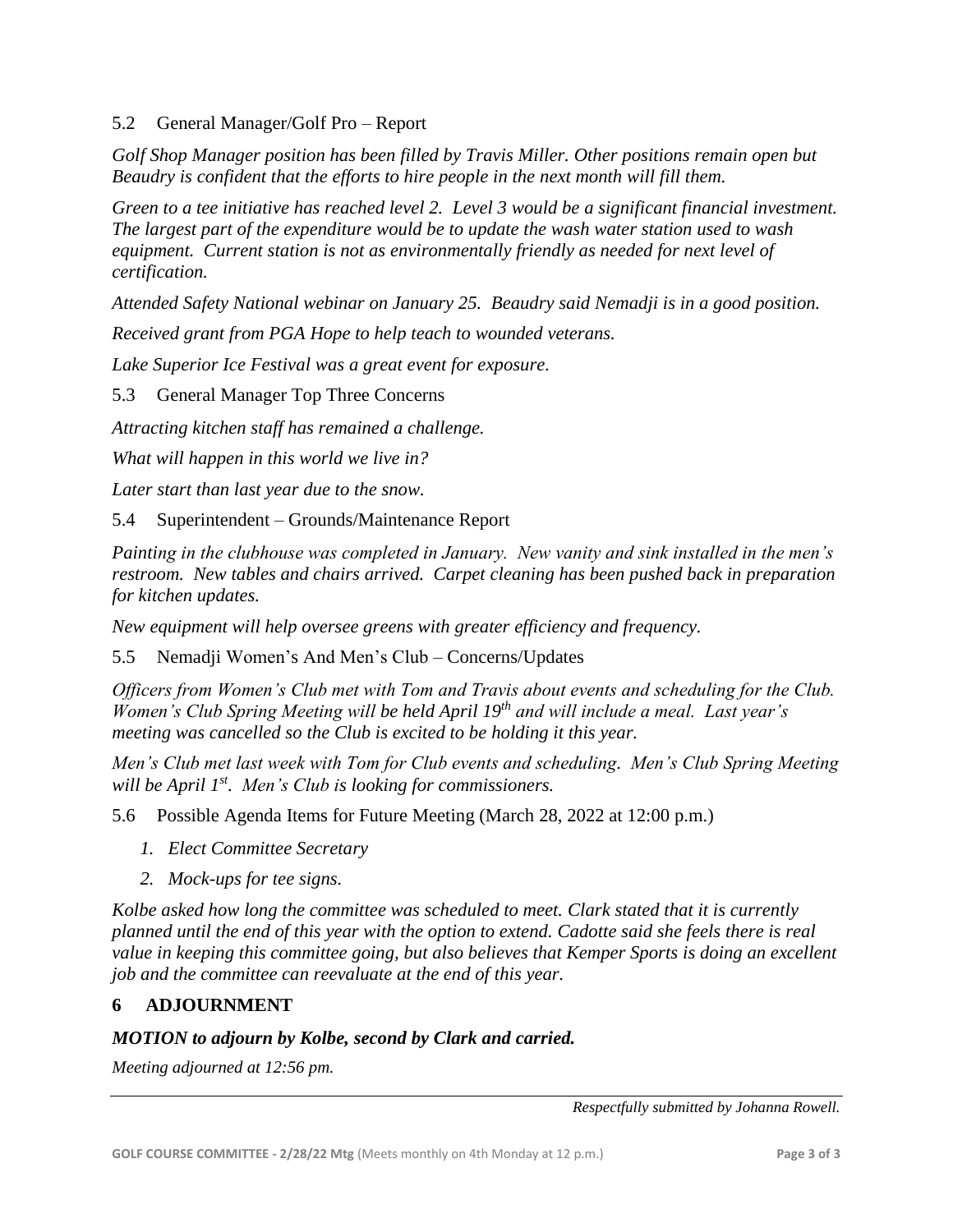5.2 General Manager/Golf Pro – Report

*Golf Shop Manager position has been filled by Travis Miller. Other positions remain open but Beaudry is confident that the efforts to hire people in the next month will fill them.*

*Green to a tee initiative has reached level 2. Level 3 would be a significant financial investment. The largest part of the expenditure would be to update the wash water station used to wash equipment. Current station is not as environmentally friendly as needed for next level of certification.*

*Attended Safety National webinar on January 25. Beaudry said Nemadji is in a good position.*

*Received grant from PGA Hope to help teach to wounded veterans.*

*Lake Superior Ice Festival was a great event for exposure.*

5.3 General Manager Top Three Concerns

*Attracting kitchen staff has remained a challenge.*

*What will happen in this world we live in?*

*Later start than last year due to the snow.*

5.4 Superintendent – Grounds/Maintenance Report

*Painting in the clubhouse was completed in January. New vanity and sink installed in the men's restroom. New tables and chairs arrived. Carpet cleaning has been pushed back in preparation for kitchen updates.*

*New equipment will help oversee greens with greater efficiency and frequency.*

5.5 Nemadji Women's And Men's Club – Concerns/Updates

*Officers from Women's Club met with Tom and Travis about events and scheduling for the Club. Women's Club Spring Meeting will be held April 19th and will include a meal. Last year's meeting was cancelled so the Club is excited to be holding it this year.*

*Men's Club met last week with Tom for Club events and scheduling. Men's Club Spring Meeting will be April 1st. Men's Club is looking for commissioners.*

5.6 Possible Agenda Items for Future Meeting (March 28, 2022 at 12:00 p.m.)

1. *Elect Committee Secretary*
2. *Mock-ups for tee signs.*

*Kolbe asked how long the committee was scheduled to meet. Clark stated that it is currently planned until the end of this year with the option to extend. Cadotte said she feels there is real value in keeping this committee going, but also believes that Kemper Sports is doing an excellent job and the committee can reevaluate at the end of this year.*

## 6 ADJOURNMENT

***MOTION to adjourn by Kolbe, second by Clark and carried.***

*Meeting adjourned at 12:56 pm.*

*Respectfully submitted by Johanna Rowell.*